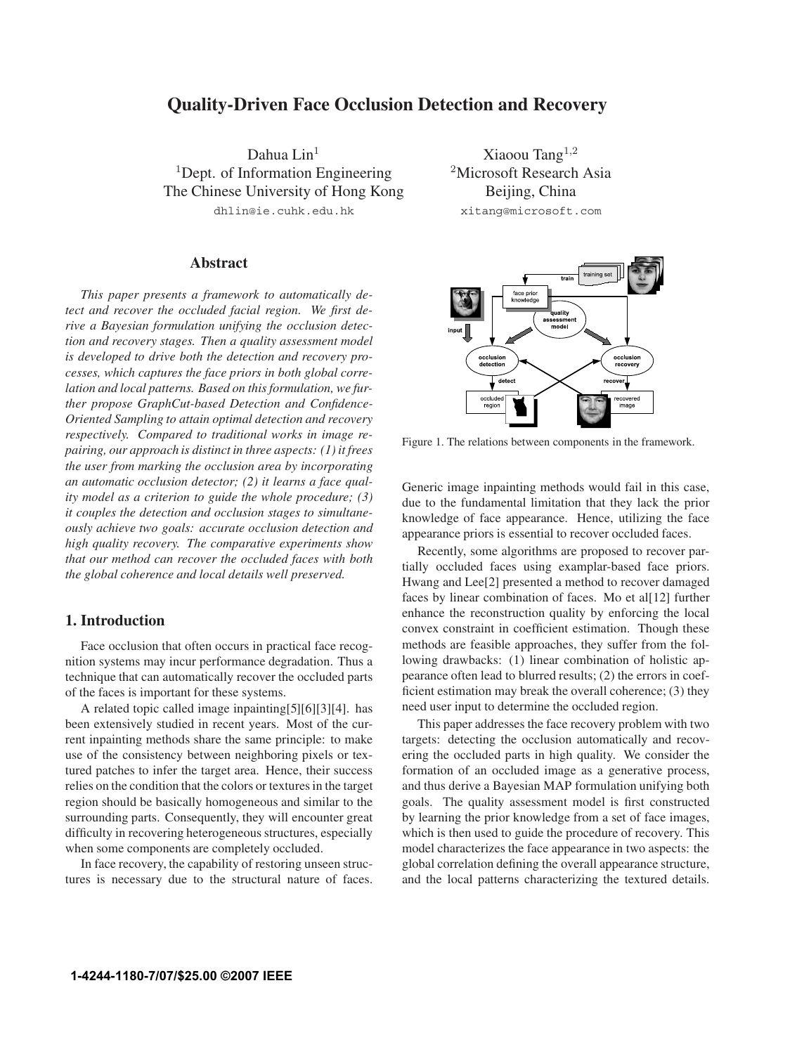# Quality-Driven Face Occlusion Detection and Recovery

Dahua Lin[1]
[1]Dept. of Information Engineering
The Chinese University of Hong Kong
dhlin@ie.cuhk.edu.hk

Xiaoou Tang[1,2]
[2]Microsoft Research Asia
Beijing, China
xitang@microsoft.com

## Abstract

*This paper presents a framework to automatically detect and recover the occluded facial region. We first derive a Bayesian formulation unifying the occlusion detection and recovery stages. Then a quality assessment model is developed to drive both the detection and recovery processes, which captures the face priors in both global correlation and local patterns. Based on this formulation, we further propose GraphCut-based Detection and Confidence-Oriented Sampling to attain optimal detection and recovery respectively. Compared to traditional works in image repairing, our approach is distinct in three aspects: (1) it frees the user from marking the occlusion area by incorporating an automatic occlusion detector; (2) it learns a face quality model as a criterion to guide the whole procedure; (3) it couples the detection and occlusion stages to simultaneously achieve two goals: accurate occlusion detection and high quality recovery. The comparative experiments show that our method can recover the occluded faces with both the global coherence and local details well preserved.*

Figure 1. The relations between components in the framework.

## 1. Introduction

Face occlusion that often occurs in practical face recognition systems may incur performance degradation. Thus a technique that can automatically recover the occluded parts of the faces is important for these systems.

A related topic called image inpainting[5][6][3][4]. has been extensively studied in recent years. Most of the current inpainting methods share the same principle: to make use of the consistency between neighboring pixels or textured patches to infer the target area. Hence, their success relies on the condition that the colors or textures in the target region should be basically homogeneous and similar to the surrounding parts. Consequently, they will encounter great difficulty in recovering heterogeneous structures, especially when some components are completely occluded.

In face recovery, the capability of restoring unseen structures is necessary due to the structural nature of faces. Generic image inpainting methods would fail in this case, due to the fundamental limitation that they lack the prior knowledge of face appearance. Hence, utilizing the face appearance priors is essential to recover occluded faces.

Recently, some algorithms are proposed to recover partially occluded faces using examplar-based face priors. Hwang and Lee[2] presented a method to recover damaged faces by linear combination of faces. Mo et al[12] further enhance the reconstruction quality by enforcing the local convex constraint in coefficient estimation. Though these methods are feasible approaches, they suffer from the following drawbacks: (1) linear combination of holistic appearance often lead to blurred results; (2) the errors in coefficient estimation may break the overall coherence; (3) they need user input to determine the occluded region.

This paper addresses the face recovery problem with two targets: detecting the occlusion automatically and recovering the occluded parts in high quality. We consider the formation of an occluded image as a generative process, and thus derive a Bayesian MAP formulation unifying both goals. The quality assessment model is first constructed by learning the prior knowledge from a set of face images, which is then used to guide the procedure of recovery. This model characterizes the face appearance in two aspects: the global correlation defining the overall appearance structure, and the local patterns characterizing the textured details.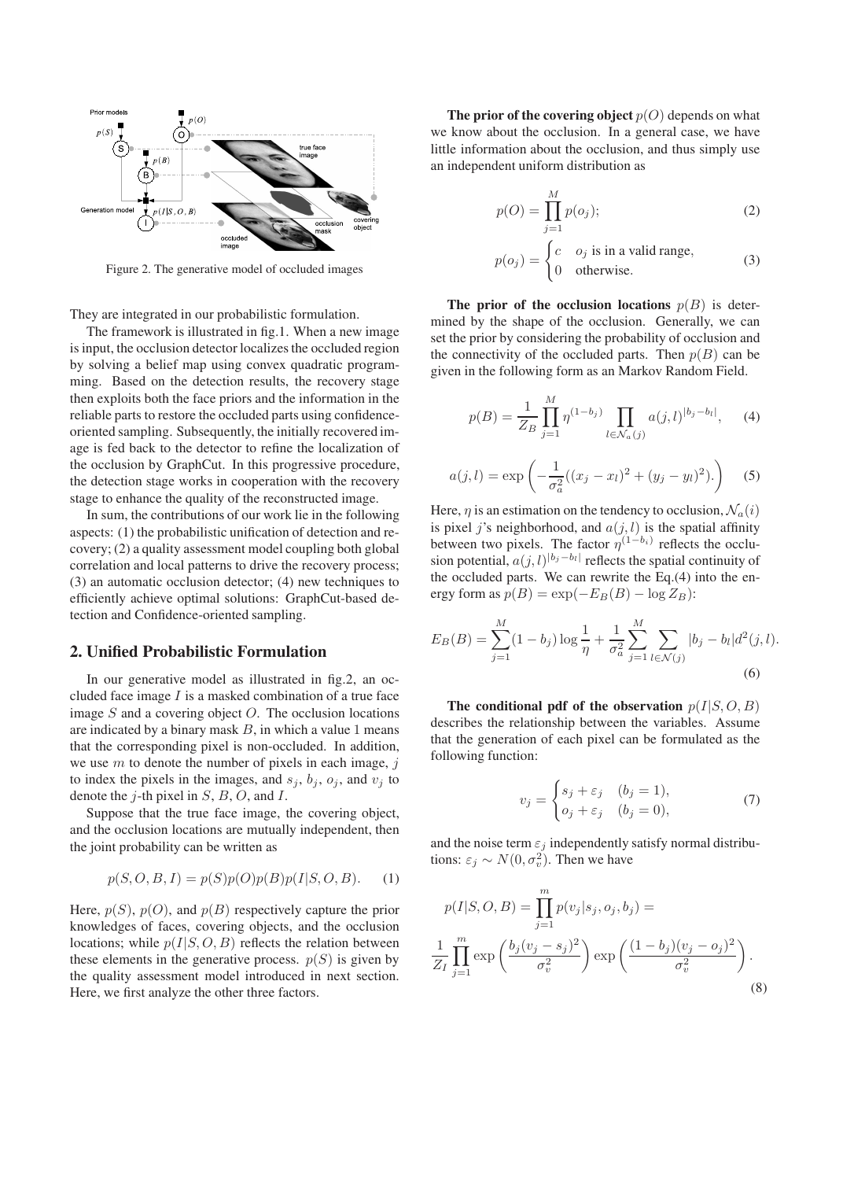Figure 2. The generative model of occluded images

They are integrated in our probabilistic formulation.

The framework is illustrated in fig.1. When a new image is input, the occlusion detector localizes the occluded region by solving a belief map using convex quadratic programming. Based on the detection results, the recovery stage then exploits both the face priors and the information in the reliable parts to restore the occluded parts using confidence-oriented sampling. Subsequently, the initially recovered image is fed back to the detector to refine the localization of the occlusion by GraphCut. In this progressive procedure, the detection stage works in cooperation with the recovery stage to enhance the quality of the reconstructed image.

In sum, the contributions of our work lie in the following aspects: (1) the probabilistic unification of detection and recovery; (2) a quality assessment model coupling both global correlation and local patterns to drive the recovery process; (3) an automatic occlusion detector; (4) new techniques to efficiently achieve optimal solutions: GraphCut-based detection and Confidence-oriented sampling.

## 2. Unified Probabilistic Formulation

In our generative model as illustrated in fig.2, an occluded face image $I$ is a masked combination of a true face image $S$ and a covering object $O$. The occlusion locations are indicated by a binary mask $B$, in which a value 1 means that the corresponding pixel is non-occluded. In addition, we use $m$ to denote the number of pixels in each image, $j$ to index the pixels in the images, and $s_j$, $b_j$, $o_j$, and $v_j$ to denote the $j$-th pixel in $S$, $B$, $O$, and $I$.

Suppose that the true face image, the covering object, and the occlusion locations are mutually independent, then the joint probability can be written as

$$p(S, O, B, I) = p(S)p(O)p(B)p(I|S, O, B). \tag{1}$$

Here, $p(S)$, $p(O)$, and $p(B)$ respectively capture the prior knowledges of faces, covering objects, and the occlusion locations; while $p(I|S, O, B)$ reflects the relation between these elements in the generative process. $p(S)$ is given by the quality assessment model introduced in next section. Here, we first analyze the other three factors.

**The prior of the covering object** $p(O)$ depends on what we know about the occlusion. In a general case, we have little information about the occlusion, and thus simply use an independent uniform distribution as

$$p(O) = \prod_{j=1}^{M} p(o_j); \tag{2}$$

$$p(o_j) = \begin{cases} c & o_j \text{ is in a valid range,} \\ 0 & \text{otherwise.} \end{cases} \tag{3}$$

**The prior of the occlusion locations** $p(B)$ is determined by the shape of the occlusion. Generally, we can set the prior by considering the probability of occlusion and the connectivity of the occluded parts. Then $p(B)$ can be given in the following form as an Markov Random Field.

$$p(B) = \frac{1}{Z_B} \prod_{j=1}^{M} \eta^{(1-b_j)} \prod_{l \in \mathcal{N}_a(j)} a(j,l)^{|b_j - b_l|}, \tag{4}$$

$$a(j,l) = \exp\left(-\frac{1}{\sigma_a^2}((x_j - x_l)^2 + (y_j - y_l)^2).\right) \tag{5}$$

Here, $\eta$ is an estimation on the tendency to occlusion, $\mathcal{N}_a(i)$ is pixel $j$'s neighborhood, and $a(j,l)$ is the spatial affinity between two pixels. The factor $\eta^{(1-b_i)}$ reflects the occlusion potential, $a(j,l)^{|b_j - b_l|}$ reflects the spatial continuity of the occluded parts. We can rewrite the Eq.(4) into the energy form as $p(B) = \exp(-E_B(B) - \log Z_B)$:

$$E_B(B) = \sum_{j=1}^{M}(1 - b_j)\log\frac{1}{\eta} + \frac{1}{\sigma_a^2}\sum_{j=1}^{M}\sum_{l \in \mathcal{N}(j)} |b_j - b_l| d^2(j,l). \tag{6}$$

**The conditional pdf of the observation** $p(I|S, O, B)$ describes the relationship between the variables. Assume that the generation of each pixel can be formulated as the following function:

$$v_j = \begin{cases} s_j + \varepsilon_j & (b_j = 1), \\ o_j + \varepsilon_j & (b_j = 0), \end{cases} \tag{7}$$

and the noise term $\varepsilon_j$ independently satisfy normal distributions: $\varepsilon_j \sim N(0, \sigma_v^2)$. Then we have

$$p(I|S, O, B) = \prod_{j=1}^{m} p(v_j|s_j, o_j, b_j) =$$

$$\frac{1}{Z_I}\prod_{j=1}^{m} \exp\left(\frac{b_j(v_j - s_j)^2}{\sigma_v^2}\right) \exp\left(\frac{(1 - b_j)(v_j - o_j)^2}{\sigma_v^2}\right). \tag{8}$$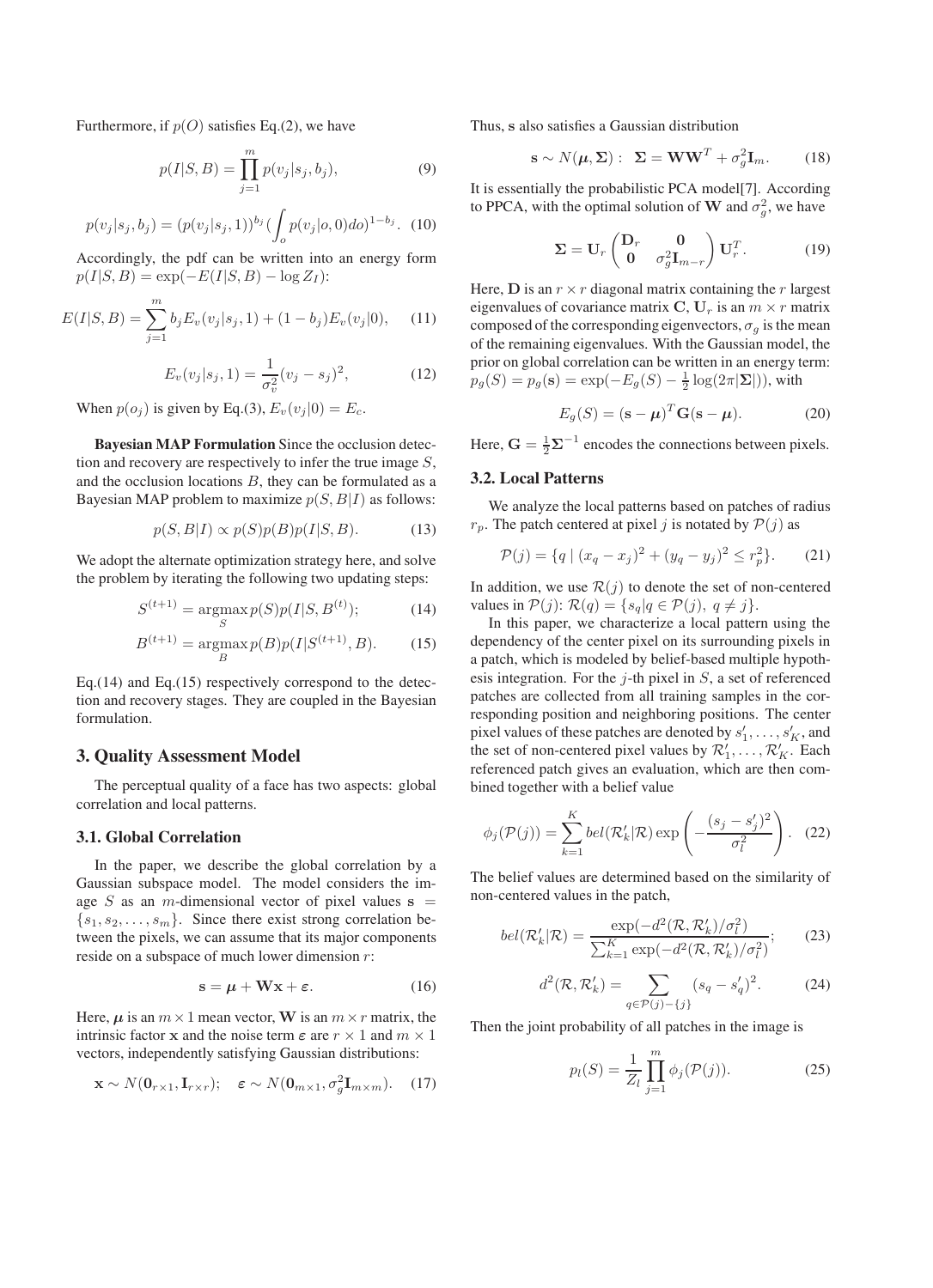Furthermore, if $p(O)$ satisfies Eq.(2), we have

$$p(I|S,B) = \prod_{j=1}^{m} p(v_j|s_j, b_j), \tag{9}$$

$$p(v_j|s_j, b_j) = (p(v_j|s_j, 1))^{b_j} (\int_o p(v_j|o, 0) do)^{1-b_j}. \tag{10}$$

Accordingly, the pdf can be written into an energy form $p(I|S,B) = \exp(-E(I|S,B) - \log Z_I)$:

$$E(I|S,B) = \sum_{j=1}^{m} b_j E_v(v_j|s_j, 1) + (1 - b_j) E_v(v_j|0), \tag{11}$$

$$E_v(v_j|s_j, 1) = \frac{1}{\sigma_v^2}(v_j - s_j)^2, \tag{12}$$

When $p(o_j)$ is given by Eq.(3), $E_v(v_j|0) = E_c$.

**Bayesian MAP Formulation** Since the occlusion detection and recovery are respectively to infer the true image $S$, and the occlusion locations $B$, they can be formulated as a Bayesian MAP problem to maximize $p(S, B|I)$ as follows:

$$p(S,B|I) \propto p(S)p(B)p(I|S,B). \tag{13}$$

We adopt the alternate optimization strategy here, and solve the problem by iterating the following two updating steps:

$$S^{(t+1)} = \underset{S}{\operatorname{argmax}}\, p(S)p(I|S, B^{(t)}); \tag{14}$$

$$B^{(t+1)} = \underset{B}{\operatorname{argmax}}\, p(B)p(I|S^{(t+1)}, B). \tag{15}$$

Eq.(14) and Eq.(15) respectively correspond to the detection and recovery stages. They are coupled in the Bayesian formulation.

## 3. Quality Assessment Model

The perceptual quality of a face has two aspects: global correlation and local patterns.

### 3.1. Global Correlation

In the paper, we describe the global correlation by a Gaussian subspace model. The model considers the image $S$ as an $m$-dimensional vector of pixel values $\mathbf{s} = \{s_1, s_2, \ldots, s_m\}$. Since there exist strong correlation between the pixels, we can assume that its major components reside on a subspace of much lower dimension $r$:

$$\mathbf{s} = \boldsymbol{\mu} + \mathbf{W}\mathbf{x} + \boldsymbol{\varepsilon}. \tag{16}$$

Here, $\boldsymbol{\mu}$ is an $m \times 1$ mean vector, $\mathbf{W}$ is an $m \times r$ matrix, the intrinsic factor $\mathbf{x}$ and the noise term $\boldsymbol{\varepsilon}$ are $r \times 1$ and $m \times 1$ vectors, independently satisfying Gaussian distributions:

$$\mathbf{x} \sim N(\mathbf{0}_{r\times 1}, \mathbf{I}_{r\times r}); \quad \boldsymbol{\varepsilon} \sim N(\mathbf{0}_{m\times 1}, \sigma_g^2 \mathbf{I}_{m\times m}). \tag{17}$$

Thus, $\mathbf{s}$ also satisfies a Gaussian distribution

$$\mathbf{s} \sim N(\boldsymbol{\mu}, \boldsymbol{\Sigma}): \ \ \boldsymbol{\Sigma} = \mathbf{W}\mathbf{W}^T + \sigma_g^2 \mathbf{I}_m. \tag{18}$$

It is essentially the probabilistic PCA model[7]. According to PPCA, with the optimal solution of $\mathbf{W}$ and $\sigma_g^2$, we have

$$\boldsymbol{\Sigma} = \mathbf{U}_r \begin{pmatrix} \mathbf{D}_r & \mathbf{0} \\ \mathbf{0} & \sigma_g^2 \mathbf{I}_{m-r} \end{pmatrix} \mathbf{U}_r^T. \tag{19}$$

Here, $\mathbf{D}$ is an $r \times r$ diagonal matrix containing the $r$ largest eigenvalues of covariance matrix $\mathbf{C}$, $\mathbf{U}_r$ is an $m \times r$ matrix composed of the corresponding eigenvectors, $\sigma_g$ is the mean of the remaining eigenvalues. With the Gaussian model, the prior on global correlation can be written in an energy term: $p_g(S) = p_g(\mathbf{s}) = \exp(-E_g(S) - \frac{1}{2}\log(2\pi|\boldsymbol{\Sigma}|))$, with

$$E_g(S) = (\mathbf{s} - \boldsymbol{\mu})^T \mathbf{G} (\mathbf{s} - \boldsymbol{\mu}). \tag{20}$$

Here, $\mathbf{G} = \frac{1}{2}\boldsymbol{\Sigma}^{-1}$ encodes the connections between pixels.

### 3.2. Local Patterns

We analyze the local patterns based on patches of radius $r_p$. The patch centered at pixel $j$ is notated by $\mathcal{P}(j)$ as

$$\mathcal{P}(j) = \{q \mid (x_q - x_j)^2 + (y_q - y_j)^2 \le r_p^2\}. \tag{21}$$

In addition, we use $\mathcal{R}(j)$ to denote the set of non-centered values in $\mathcal{P}(j)$: $\mathcal{R}(q) = \{s_q | q \in \mathcal{P}(j),\ q \neq j\}$.

In this paper, we characterize a local pattern using the dependency of the center pixel on its surrounding pixels in a patch, which is modeled by belief-based multiple hypothesis integration. For the $j$-th pixel in $S$, a set of referenced patches are collected from all training samples in the corresponding position and neighboring positions. The center pixel values of these patches are denoted by $s'_1, \ldots, s'_K$, and the set of non-centered pixel values by $\mathcal{R}'_1, \ldots, \mathcal{R}'_K$. Each referenced patch gives an evaluation, which are then combined together with a belief value

$$\phi_j(\mathcal{P}(j)) = \sum_{k=1}^{K} bel(\mathcal{R}'_k|\mathcal{R}) \exp\left( -\frac{(s_j - s'_j)^2}{\sigma_l^2} \right). \tag{22}$$

The belief values are determined based on the similarity of non-centered values in the patch,

$$bel(\mathcal{R}'_k|\mathcal{R}) = \frac{\exp(-d^2(\mathcal{R}, \mathcal{R}'_k)/\sigma_l^2)}{\sum_{k=1}^{K} \exp(-d^2(\mathcal{R}, \mathcal{R}'_k)/\sigma_l^2)}; \tag{23}$$

$$d^2(\mathcal{R}, \mathcal{R}'_k) = \sum_{q \in \mathcal{P}(j) - \{j\}} (s_q - s'_q)^2. \tag{24}$$

Then the joint probability of all patches in the image is

$$p_l(S) = \frac{1}{Z_l} \prod_{j=1}^{m} \phi_j(\mathcal{P}(j)). \tag{25}$$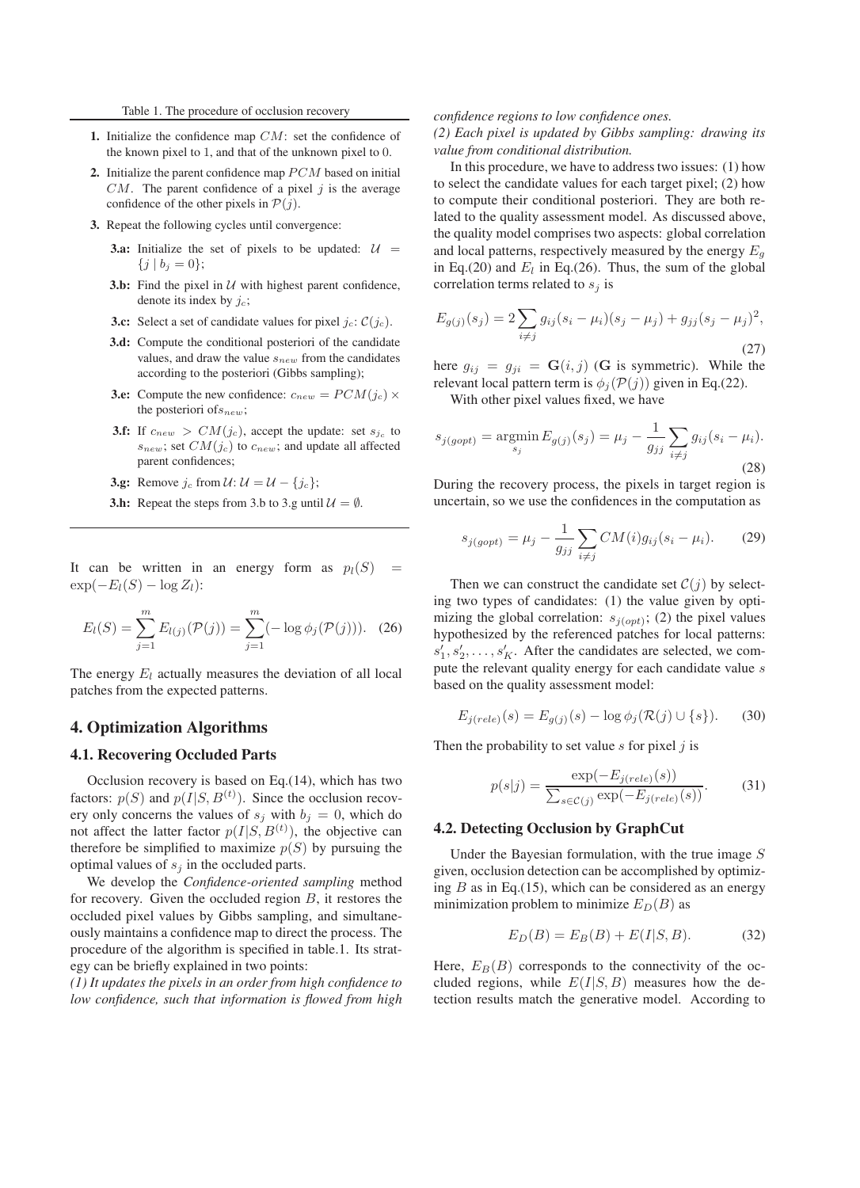Table 1. The procedure of occlusion recovery

1. Initialize the confidence map $CM$: set the confidence of the known pixel to 1, and that of the unknown pixel to 0.
2. Initialize the parent confidence map $PCM$ based on initial $CM$. The parent confidence of a pixel $j$ is the average confidence of the other pixels in $\mathcal{P}(j)$.
3. Repeat the following cycles until convergence:
   - **3.a:** Initialize the set of pixels to be updated: $\mathcal{U} = \{j \mid b_j = 0\}$;
   - **3.b:** Find the pixel in $\mathcal{U}$ with highest parent confidence, denote its index by $j_c$;
   - **3.c:** Select a set of candidate values for pixel $j_c$: $\mathcal{C}(j_c)$.
   - **3.d:** Compute the conditional posteriori of the candidate values, and draw the value $s_{new}$ from the candidates according to the posteriori (Gibbs sampling);
   - **3.e:** Compute the new confidence: $c_{new} = PCM(j_c) \times$ the posteriori of $s_{new}$;
   - **3.f:** If $c_{new} > CM(j_c)$, accept the update: set $s_{j_c}$ to $s_{new}$; set $CM(j_c)$ to $c_{new}$; and update all affected parent confidences;
   - **3.g:** Remove $j_c$ from $\mathcal{U}$: $\mathcal{U} = \mathcal{U} - \{j_c\}$;
   - **3.h:** Repeat the steps from 3.b to 3.g until $\mathcal{U} = \emptyset$.

It can be written in an energy form as $p_l(S) = \exp(-E_l(S) - \log Z_l)$:

$$E_l(S) = \sum_{j=1}^{m} E_{l(j)}(\mathcal{P}(j)) = \sum_{j=1}^{m}(-\log \phi_j(\mathcal{P}(j))). \quad (26)$$

The energy $E_l$ actually measures the deviation of all local patches from the expected patterns.

## 4. Optimization Algorithms

### 4.1. Recovering Occluded Parts

Occlusion recovery is based on Eq.(14), which has two factors: $p(S)$ and $p(I|S, B^{(t)})$. Since the occlusion recovery only concerns the values of $s_j$ with $b_j = 0$, which do not affect the latter factor $p(I|S, B^{(t)})$, the objective can therefore be simplified to maximize $p(S)$ by pursuing the optimal values of $s_j$ in the occluded parts.

We develop the *Confidence-oriented sampling* method for recovery. Given the occluded region $B$, it restores the occluded pixel values by Gibbs sampling, and simultaneously maintains a confidence map to direct the process. The procedure of the algorithm is specified in table.1. Its strategy can be briefly explained in two points:

*(1) It updates the pixels in an order from high confidence to low confidence, such that information is flowed from high confidence regions to low confidence ones.*

*(2) Each pixel is updated by Gibbs sampling: drawing its value from conditional distribution.*

In this procedure, we have to address two issues: (1) how to select the candidate values for each target pixel; (2) how to compute their conditional posteriori. They are both related to the quality assessment model. As discussed above, the quality model comprises two aspects: global correlation and local patterns, respectively measured by the energy $E_g$ in Eq.(20) and $E_l$ in Eq.(26). Thus, the sum of the global correlation terms related to $s_j$ is

$$E_{g(j)}(s_j) = 2\sum_{i \neq j} g_{ij}(s_i - \mu_i)(s_j - \mu_j) + g_{jj}(s_j - \mu_j)^2, \quad (27)$$

here $g_{ij} = g_{ji} = \mathbf{G}(i, j)$ ($\mathbf{G}$ is symmetric). While the relevant local pattern term is $\phi_j(\mathcal{P}(j))$ given in Eq.(22).

With other pixel values fixed, we have

$$s_{j(gopt)} = \underset{s_j}{\operatorname{argmin}}\, E_{g(j)}(s_j) = \mu_j - \frac{1}{g_{jj}} \sum_{i \neq j} g_{ij}(s_i - \mu_i). \quad (28)$$

During the recovery process, the pixels in target region is uncertain, so we use the confidences in the computation as

$$s_{j(gopt)} = \mu_j - \frac{1}{g_{jj}} \sum_{i \neq j} CM(i) g_{ij}(s_i - \mu_i). \quad (29)$$

Then we can construct the candidate set $\mathcal{C}(j)$ by selecting two types of candidates: (1) the value given by optimizing the global correlation: $s_{j(opt)}$; (2) the pixel values hypothesized by the referenced patches for local patterns: $s'_1, s'_2, \ldots, s'_K$. After the candidates are selected, we compute the relevant quality energy for each candidate value $s$ based on the quality assessment model:

$$E_{j(rele)}(s) = E_{g(j)}(s) - \log \phi_j(\mathcal{R}(j) \cup \{s\}). \quad (30)$$

Then the probability to set value $s$ for pixel $j$ is

$$p(s|j) = \frac{\exp(-E_{j(rele)}(s))}{\sum_{s \in \mathcal{C}(j)} \exp(-E_{j(rele)}(s))}. \quad (31)$$

### 4.2. Detecting Occlusion by GraphCut

Under the Bayesian formulation, with the true image $S$ given, occlusion detection can be accomplished by optimizing $B$ as in Eq.(15), which can be considered as an energy minimization problem to minimize $E_D(B)$ as

$$E_D(B) = E_B(B) + E(I|S, B). \quad (32)$$

Here, $E_B(B)$ corresponds to the connectivity of the occluded regions, while $E(I|S, B)$ measures how the detection results match the generative model. According to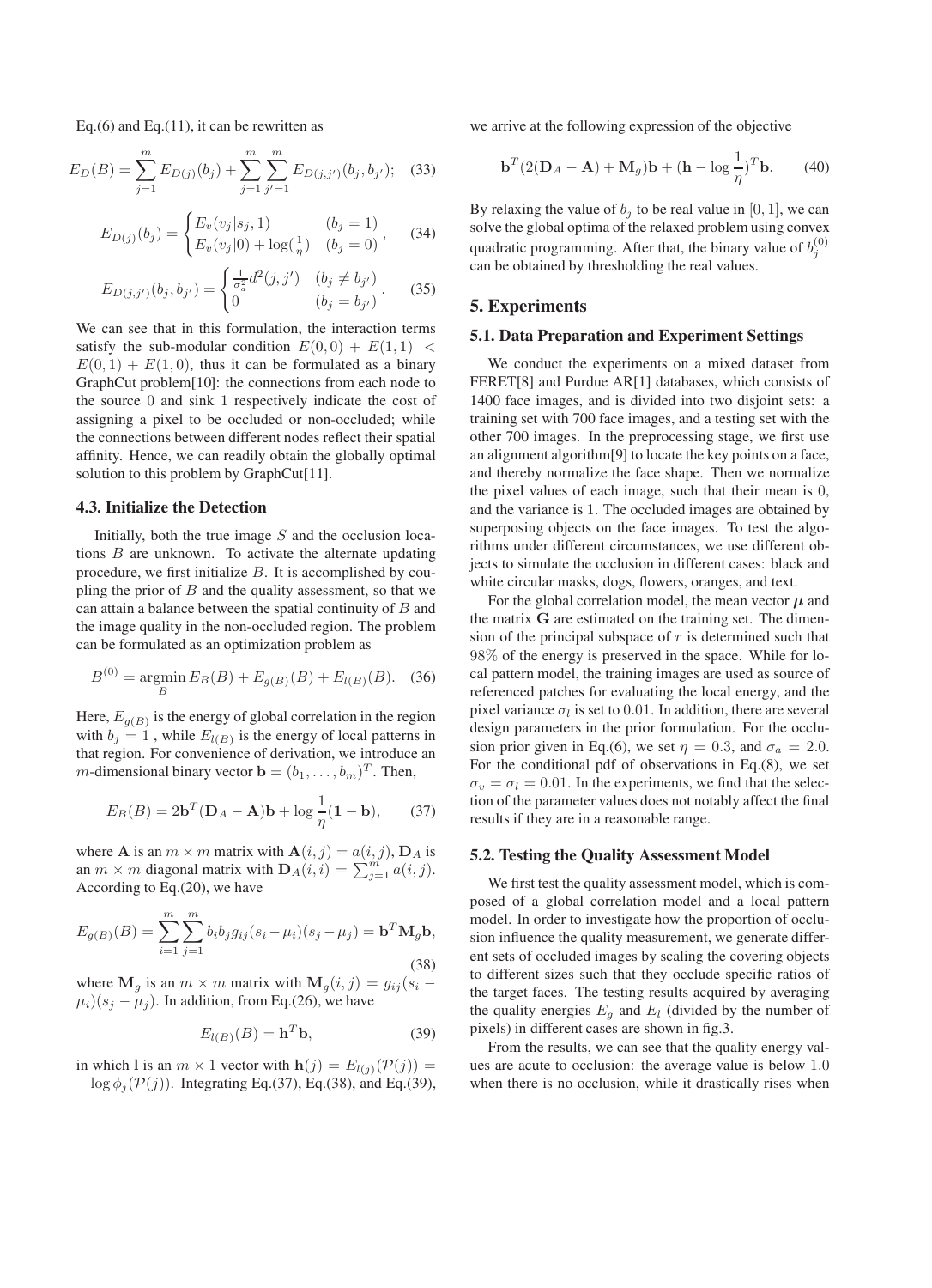Eq.(6) and Eq.(11), it can be rewritten as

$$E_D(B) = \sum_{j=1}^{m} E_{D(j)}(b_j) + \sum_{j=1}^{m}\sum_{j'=1}^{m} E_{D(j,j')}(b_j, b_{j'}); \quad (33)$$

$$E_{D(j)}(b_j) = \begin{cases} E_v(v_j|s_j, 1) & (b_j = 1) \\ E_v(v_j|0) + \log(\frac{1}{\eta}) & (b_j = 0) \end{cases}, \quad (34)$$

$$E_{D(j,j')}(b_j, b_{j'}) = \begin{cases} \frac{1}{\sigma_a^2} d^2(j, j') & (b_j \neq b_{j'}) \\ 0 & (b_j = b_{j'}) \end{cases}. \quad (35)$$

We can see that in this formulation, the interaction terms satisfy the sub-modular condition $E(0,0) + E(1,1) < E(0,1) + E(1,0)$, thus it can be formulated as a binary GraphCut problem[10]: the connections from each node to the source 0 and sink 1 respectively indicate the cost of assigning a pixel to be occluded or non-occluded; while the connections between different nodes reflect their spatial affinity. Hence, we can readily obtain the globally optimal solution to this problem by GraphCut[11].

### 4.3. Initialize the Detection

Initially, both the true image $S$ and the occlusion locations $B$ are unknown. To activate the alternate updating procedure, we first initialize $B$. It is accomplished by coupling the prior of $B$ and the quality assessment, so that we can attain a balance between the spatial continuity of $B$ and the image quality in the non-occluded region. The problem can be formulated as an optimization problem as

$$B^{(0)} = \underset{B}{\operatorname{argmin}}\, E_B(B) + E_{g(B)}(B) + E_{l(B)}(B). \quad (36)$$

Here, $E_{g(B)}$ is the energy of global correlation in the region with $b_j = 1$ , while $E_{l(B)}$ is the energy of local patterns in that region. For convenience of derivation, we introduce an $m$-dimensional binary vector $\mathbf{b} = (b_1, \ldots, b_m)^T$. Then,

$$E_B(B) = 2\mathbf{b}^T(\mathbf{D}_A - \mathbf{A})\mathbf{b} + \log\frac{1}{\eta}(\mathbf{1} - \mathbf{b}), \quad (37)$$

where $\mathbf{A}$ is an $m \times m$ matrix with $\mathbf{A}(i,j) = a(i,j)$, $\mathbf{D}_A$ is an $m \times m$ diagonal matrix with $\mathbf{D}_A(i,i) = \sum_{j=1}^{m} a(i,j)$. According to Eq.(20), we have

$$E_{g(B)}(B) = \sum_{i=1}^{m}\sum_{j=1}^{m} b_i b_j g_{ij}(s_i - \mu_i)(s_j - \mu_j) = \mathbf{b}^T\mathbf{M}_g\mathbf{b}, \quad (38)$$

where $\mathbf{M}_g$ is an $m \times m$ matrix with $\mathbf{M}_g(i,j) = g_{ij}(s_i - \mu_i)(s_j - \mu_j)$. In addition, from Eq.(26), we have

$$E_{l(B)}(B) = \mathbf{h}^T\mathbf{b}, \quad (39)$$

in which $\mathbf{l}$ is an $m \times 1$ vector with $\mathbf{h}(j) = E_{l(j)}(\mathcal{P}(j)) = -\log\phi_j(\mathcal{P}(j))$. Integrating Eq.(37), Eq.(38), and Eq.(39), we arrive at the following expression of the objective

$$\mathbf{b}^T(2(\mathbf{D}_A - \mathbf{A}) + \mathbf{M}_g)\mathbf{b} + (\mathbf{h} - \log\frac{1}{\eta})^T\mathbf{b}. \quad (40)$$

By relaxing the value of $b_j$ to be real value in $[0,1]$, we can solve the global optima of the relaxed problem using convex quadratic programming. After that, the binary value of $b_j^{(0)}$ can be obtained by thresholding the real values.

## 5. Experiments

### 5.1. Data Preparation and Experiment Settings

We conduct the experiments on a mixed dataset from FERET[8] and Purdue AR[1] databases, which consists of 1400 face images, and is divided into two disjoint sets: a training set with 700 face images, and a testing set with the other 700 images. In the preprocessing stage, we first use an alignment algorithm[9] to locate the key points on a face, and thereby normalize the face shape. Then we normalize the pixel values of each image, such that their mean is 0, and the variance is 1. The occluded images are obtained by superposing objects on the face images. To test the algorithms under different circumstances, we use different objects to simulate the occlusion in different cases: black and white circular masks, dogs, flowers, oranges, and text.

For the global correlation model, the mean vector $\boldsymbol{\mu}$ and the matrix $\mathbf{G}$ are estimated on the training set. The dimension of the principal subspace of $r$ is determined such that 98% of the energy is preserved in the space. While for local pattern model, the training images are used as source of referenced patches for evaluating the local energy, and the pixel variance $\sigma_l$ is set to 0.01. In addition, there are several design parameters in the prior formulation. For the occlusion prior given in Eq.(6), we set $\eta = 0.3$, and $\sigma_a = 2.0$. For the conditional pdf of observations in Eq.(8), we set $\sigma_v = \sigma_l = 0.01$. In the experiments, we find that the selection of the parameter values does not notably affect the final results if they are in a reasonable range.

### 5.2. Testing the Quality Assessment Model

We first test the quality assessment model, which is composed of a global correlation model and a local pattern model. In order to investigate how the proportion of occlusion influence the quality measurement, we generate different sets of occluded images by scaling the covering objects to different sizes such that they occlude specific ratios of the target faces. The testing results acquired by averaging the quality energies $E_g$ and $E_l$ (divided by the number of pixels) in different cases are shown in fig.3.

From the results, we can see that the quality energy values are acute to occlusion: the average value is below 1.0 when there is no occlusion, while it drastically rises when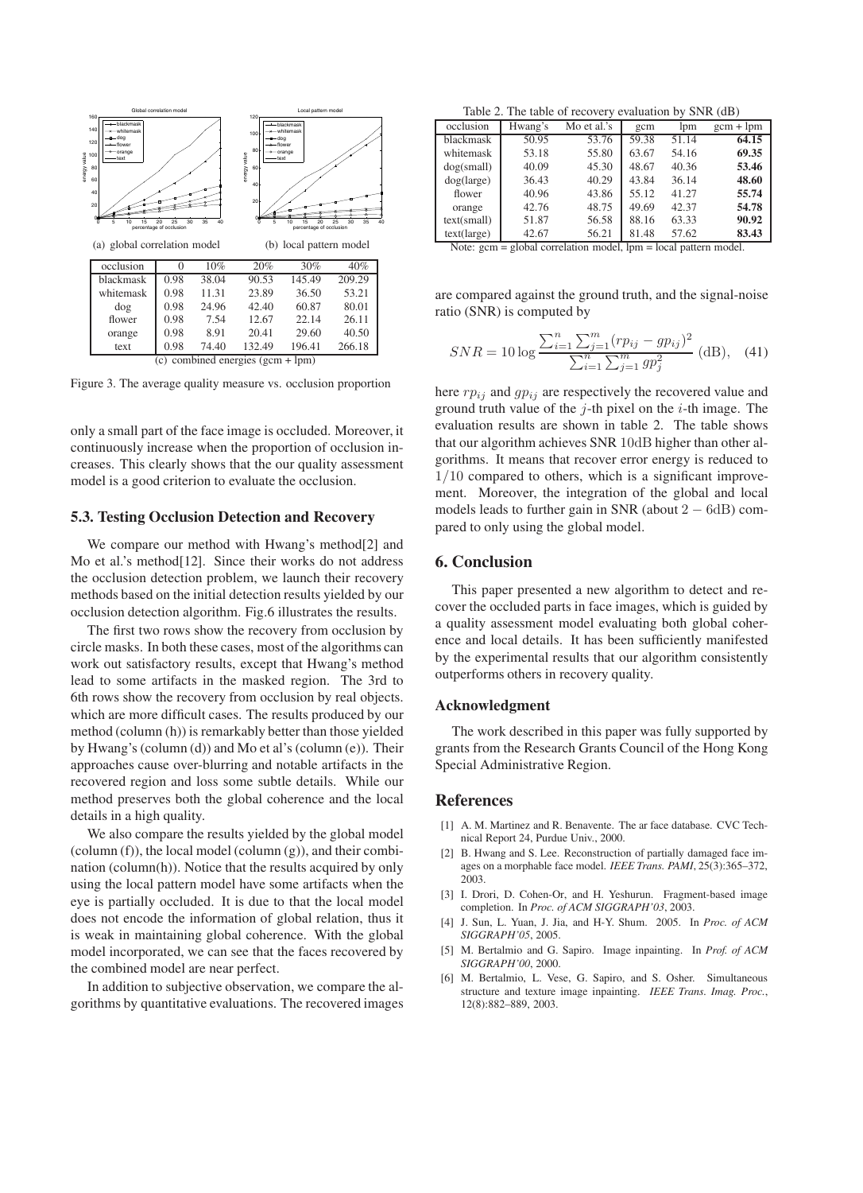(a) global correlation model

(b) local pattern model

| occlusion | 0 | 10% | 20% | 30% | 40% |
| --- | --- | --- | --- | --- | --- |
| blackmask | 0.98 | 38.04 | 90.53 | 145.49 | 209.29 |
| whitemask | 0.98 | 11.31 | 23.89 | 36.50 | 53.21 |
| dog | 0.98 | 24.96 | 42.40 | 60.87 | 80.01 |
| flower | 0.98 | 7.54 | 12.67 | 22.14 | 26.11 |
| orange | 0.98 | 8.91 | 20.41 | 29.60 | 40.50 |
| text | 0.98 | 74.40 | 132.49 | 196.41 | 266.18 |

(c) combined energies (gcm + lpm)

Figure 3. The average quality measure vs. occlusion proportion

only a small part of the face image is occluded. Moreover, it continuously increase when the proportion of occlusion increases. This clearly shows that the our quality assessment model is a good criterion to evaluate the occlusion.

### 5.3. Testing Occlusion Detection and Recovery

We compare our method with Hwang's method[2] and Mo et al.'s method[12]. Since their works do not address the occlusion detection problem, we launch their recovery methods based on the initial detection results yielded by our occlusion detection algorithm. Fig.6 illustrates the results.

The first two rows show the recovery from occlusion by circle masks. In both these cases, most of the algorithms can work out satisfactory results, except that Hwang's method lead to some artifacts in the masked region. The 3rd to 6th rows show the recovery from occlusion by real objects. which are more difficult cases. The results produced by our method (column (h)) is remarkably better than those yielded by Hwang's (column (d)) and Mo et al's (column (e)). Their approaches cause over-blurring and notable artifacts in the recovered region and loss some subtle details. While our method preserves both the global coherence and the local details in a high quality.

We also compare the results yielded by the global model (column (f)), the local model (column (g)), and their combination (column(h)). Notice that the results acquired by only using the local pattern model have some artifacts when the eye is partially occluded. It is due to that the local model does not encode the information of global relation, thus it is weak in maintaining global coherence. With the global model incorporated, we can see that the faces recovered by the combined model are near perfect.

In addition to subjective observation, we compare the algorithms by quantitative evaluations. The recovered images

Table 2. The table of recovery evaluation by SNR (dB)

| occlusion | Hwang's | Mo et al.'s | gcm | lpm | gcm + lpm |
| --- | --- | --- | --- | --- | --- |
| blackmask | 50.95 | 53.76 | 59.38 | 51.14 | **64.15** |
| whitemask | 53.18 | 55.80 | 63.67 | 54.16 | **69.35** |
| dog(small) | 40.09 | 45.30 | 48.67 | 40.36 | **53.46** |
| dog(large) | 36.43 | 40.29 | 43.84 | 36.14 | **48.60** |
| flower | 40.96 | 43.86 | 55.12 | 41.27 | **55.74** |
| orange | 42.76 | 48.75 | 49.69 | 42.37 | **54.78** |
| text(small) | 51.87 | 56.58 | 88.16 | 63.33 | **90.92** |
| text(large) | 42.67 | 56.21 | 81.48 | 57.62 | **83.43** |

Note: gcm = global correlation model, lpm = local pattern model.

are compared against the ground truth, and the signal-noise ratio (SNR) is computed by

$$SNR = 10 \log \frac{\sum_{i=1}^{n} \sum_{j=1}^{m} (rp_{ij} - gp_{ij})^2}{\sum_{i=1}^{n} \sum_{j=1}^{m} gp_j^2} \text{ (dB)}, \quad (41)$$

here $rp_{ij}$ and $gp_{ij}$ are respectively the recovered value and ground truth value of the $j$-th pixel on the $i$-th image. The evaluation results are shown in table 2. The table shows that our algorithm achieves SNR $10\text{dB}$ higher than other algorithms. It means that recover error energy is reduced to $1/10$ compared to others, which is a significant improvement. Moreover, the integration of the global and local models leads to further gain in SNR (about $2 - 6\text{dB}$) compared to only using the global model.

## 6. Conclusion

This paper presented a new algorithm to detect and recover the occluded parts in face images, which is guided by a quality assessment model evaluating both global coherence and local details. It has been sufficiently manifested by the experimental results that our algorithm consistently outperforms others in recovery quality.

### Acknowledgment

The work described in this paper was fully supported by grants from the Research Grants Council of the Hong Kong Special Administrative Region.

## References

[1] A. M. Martinez and R. Benavente. The ar face database. CVC Technical Report 24, Purdue Univ., 2000.

[2] B. Hwang and S. Lee. Reconstruction of partially damaged face images on a morphable face model. *IEEE Trans. PAMI*, 25(3):365–372, 2003.

[3] I. Drori, D. Cohen-Or, and H. Yeshurun. Fragment-based image completion. In *Proc. of ACM SIGGRAPH'03*, 2003.

[4] J. Sun, L. Yuan, J. Jia, and H-Y. Shum. 2005. In *Proc. of ACM SIGGRAPH'05*, 2005.

[5] M. Bertalmio and G. Sapiro. Image inpainting. In *Prof. of ACM SIGGRAPH'00*, 2000.

[6] M. Bertalmio, L. Vese, G. Sapiro, and S. Osher. Simultaneous structure and texture image inpainting. *IEEE Trans. Imag. Proc.*, 12(8):882–889, 2003.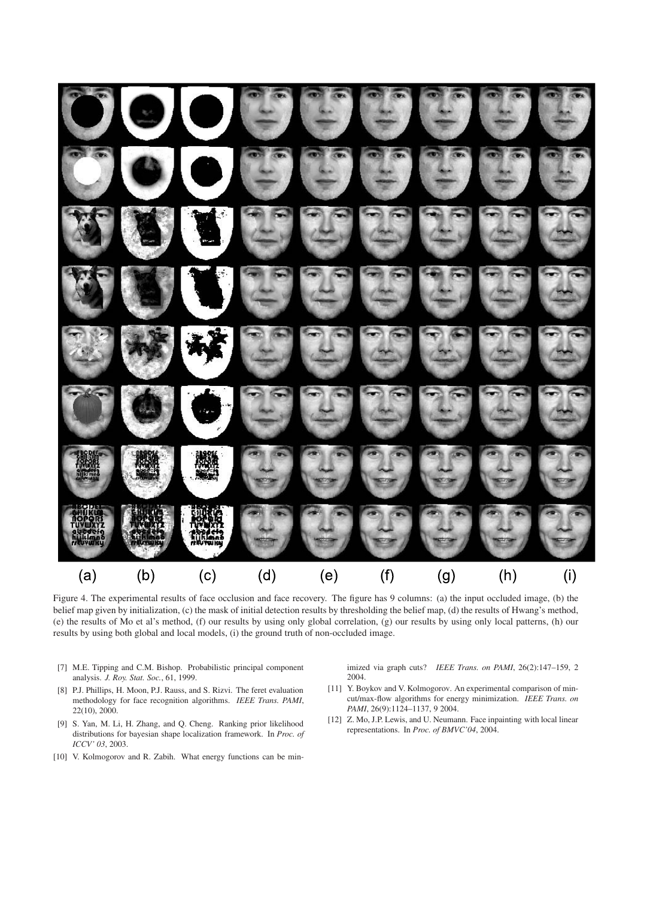(a) (b) (c) (d) (e) (f) (g) (h) (i)

Figure 4. The experimental results of face occlusion and face recovery. The figure has 9 columns: (a) the input occluded image, (b) the belief map given by initialization, (c) the mask of initial detection results by thresholding the belief map, (d) the results of Hwang's method, (e) the results of Mo et al's method, (f) our results by using only global correlation, (g) our results by using only local patterns, (h) our results by using both global and local models, (i) the ground truth of non-occluded image.

[7] M.E. Tipping and C.M. Bishop. Probabilistic principal component analysis. *J. Roy. Stat. Soc.*, 61, 1999.

[8] P.J. Phillips, H. Moon, P.J. Rauss, and S. Rizvi. The feret evaluation methodology for face recognition algorithms. *IEEE Trans. PAMI*, 22(10), 2000.

[9] S. Yan, M. Li, H. Zhang, and Q. Cheng. Ranking prior likelihood distributions for bayesian shape localization framework. In *Proc. of ICCV' 03*, 2003.

[10] V. Kolmogorov and R. Zabih. What energy functions can be minimized via graph cuts? *IEEE Trans. on PAMI*, 26(2):147–159, 2 2004.

[11] Y. Boykov and V. Kolmogorov. An experimental comparison of min-cut/max-flow algorithms for energy minimization. *IEEE Trans. on PAMI*, 26(9):1124–1137, 9 2004.

[12] Z. Mo, J.P. Lewis, and U. Neumann. Face inpainting with local linear representations. In *Proc. of BMVC'04*, 2004.